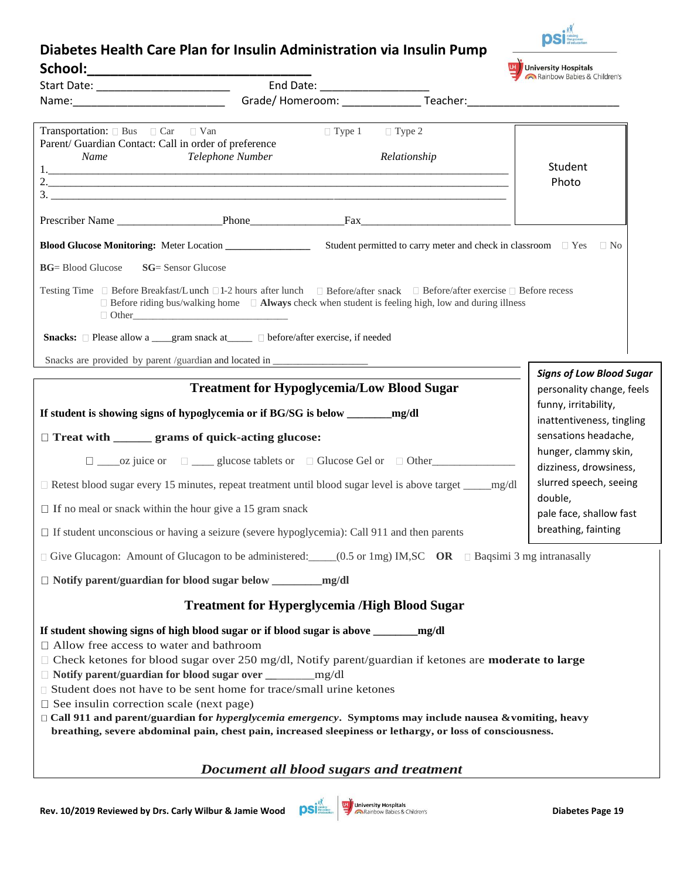# Diabetes Health Care Plan for Insulin Administration via Insulin Pump

**School:**______________________________

Start Date: ______________________ End Date: ___________________

Name:_________________________ Grade/ Homeroom: _____________ Teacher:_________________________

Transportation: ☐ Bus ☐ Car ☐ Van ☐ Type 1 ☐ Type 2

Student Photo

Parent/ Guardian Contact: Call in order of preference

| *Name* | *Telephone Number* | *Relationship* |
|---|---|---|
| 1. | | |
| 2. | | |
| 3. | | |

Prescriber Name ___________________Phone_________________Fax___________________________

**Blood Glucose Monitoring:** Meter Location ________________ Student permitted to carry meter and check in classroom ☐ Yes ☐ No

**BG**= Blood Glucose **SG**= Sensor Glucose

Testing Time ☐ Before Breakfast/Lunch ☐1-2 hours after lunch ☐ Before/after snack ☐ Before/after exercise ☐ Before recess
☐ Before riding bus/walking home ☐ **Always** check when student is feeling high, low and during illness
☐ Other_______________________________

**Snacks:** ☐ Please allow a ____gram snack at_____ ☐ before/after exercise, if needed

Snacks are provided by parent /guardian and located in __________________

## Treatment for Hypoglycemia/Low Blood Sugar

***Signs of Low Blood Sugar***
personality change, feels funny, irritability, inattentiveness, tingling sensations headache, hunger, clammy skin, dizziness, drowsiness, slurred speech, seeing double, pale face, shallow fast breathing, fainting

**If student is showing signs of hypoglycemia or if BG/SG is below _______mg/dl**

☐ **Treat with ______ grams of quick-acting glucose:**

☐ ____oz juice or ☐ ____ glucose tablets or ☐ Glucose Gel or ☐ Other_______________

☐ Retest blood sugar every 15 minutes, repeat treatment until blood sugar level is above target _____mg/dl

☐ If no meal or snack within the hour give a 15 gram snack

☐ If student unconscious or having a seizure (severe hypoglycemia): Call 911 and then parents

☐ Give Glucagon: Amount of Glucagon to be administered:_____(0.5 or 1mg) IM,SC **OR** ☐ Baqsimi 3 mg intranasally

☐ **Notify parent/guardian for blood sugar below _________mg/dl**

## Treatment for Hyperglycemia /High Blood Sugar

**If student showing signs of high blood sugar or if blood sugar is above _______mg/dl**

☐ Allow free access to water and bathroom
☐ Check ketones for blood sugar over 250 mg/dl, Notify parent/guardian if ketones are **moderate to large**
☐ **Notify parent/guardian for blood sugar over** ________mg/dl
☐ Student does not have to be sent home for trace/small urine ketones
☐ See insulin correction scale (next page)
☐ **Call 911 and parent/guardian for *hyperglycemia emergency*. Symptoms may include nausea & vomiting, heavy breathing, severe abdominal pain, chest pain, increased sleepiness or lethargy, or loss of consciousness.**

***Document all blood sugars and treatment***

**Rev. 10/2019 Reviewed by Drs. Carly Wilbur & Jamie Wood**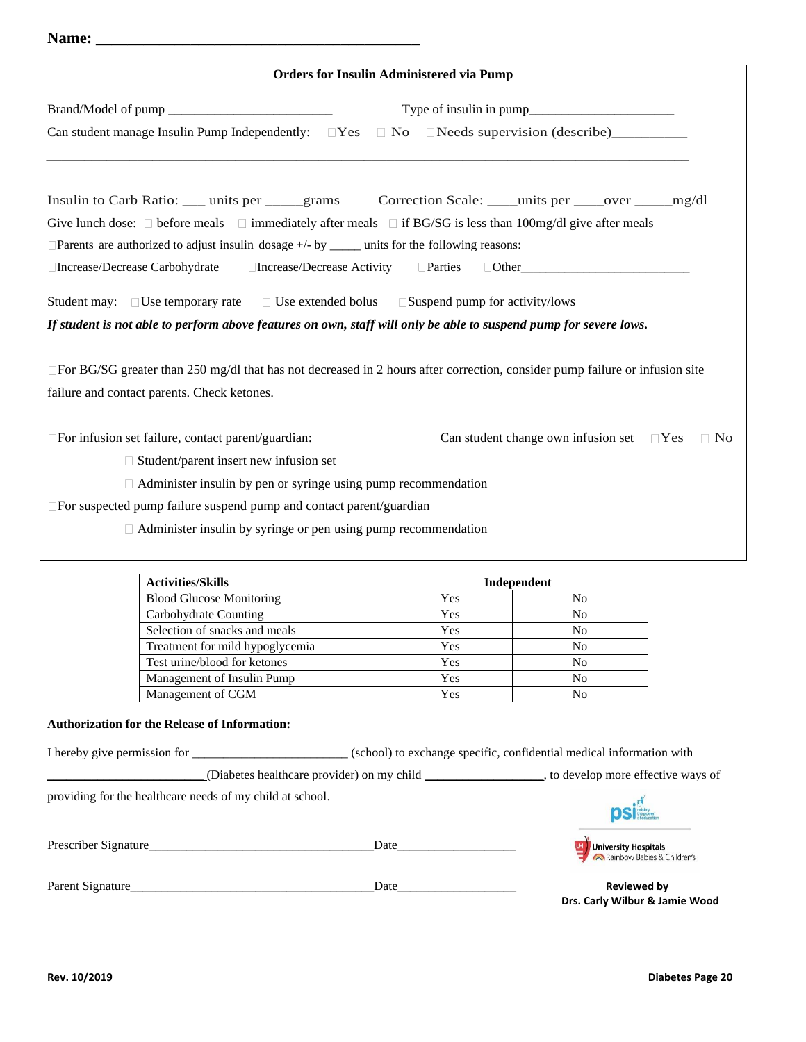**Name: ________________________________________**

**Orders for Insulin Administered via Pump**

Brand/Model of pump ________________________ Type of insulin in pump_____________________

Can student manage Insulin Pump Independently: ☐Yes ☐ No ☐Needs supervision (describe)__________

_______________________________________________________________________________________

Insulin to Carb Ratio: ___ units per _____grams Correction Scale: ____units per ____over _____mg/dl

Give lunch dose: ☐ before meals ☐ immediately after meals ☐ if BG/SG is less than 100mg/dl give after meals

☐Parents are authorized to adjust insulin dosage +/- by _____ units for the following reasons:

☐Increase/Decrease Carbohydrate ☐Increase/Decrease Activity ☐Parties ☐Other__________________________

Student may: ☐Use temporary rate ☐ Use extended bolus ☐Suspend pump for activity/lows

***If student is not able to perform above features on own, staff will only be able to suspend pump for severe lows.***

☐For BG/SG greater than 250 mg/dl that has not decreased in 2 hours after correction, consider pump failure or infusion site failure and contact parents. Check ketones.

☐For infusion set failure, contact parent/guardian: Can student change own infusion set ☐Yes ☐ No

- ☐ Student/parent insert new infusion set
- ☐ Administer insulin by pen or syringe using pump recommendation

☐For suspected pump failure suspend pump and contact parent/guardian

- ☐ Administer insulin by syringe or pen using pump recommendation

| Activities/Skills | Independent | |
|---|---|---|
| Blood Glucose Monitoring | Yes | No |
| Carbohydrate Counting | Yes | No |
| Selection of snacks and meals | Yes | No |
| Treatment for mild hypoglycemia | Yes | No |
| Test urine/blood for ketones | Yes | No |
| Management of Insulin Pump | Yes | No |
| Management of CGM | Yes | No |

**Authorization for the Release of Information:**

I hereby give permission for ________________________ (school) to exchange specific, confidential medical information with ________________________(Diabetes healthcare provider) on my child __________________, to develop more effective ways of providing for the healthcare needs of my child at school.

Prescriber Signature___________________________________Date___________________

Parent Signature_______________________________________Date___________________

psi

University Hospitals Rainbow Babies & Children's

**Reviewed by**
**Drs. Carly Wilbur & Jamie Wood**

**Rev. 10/2019**